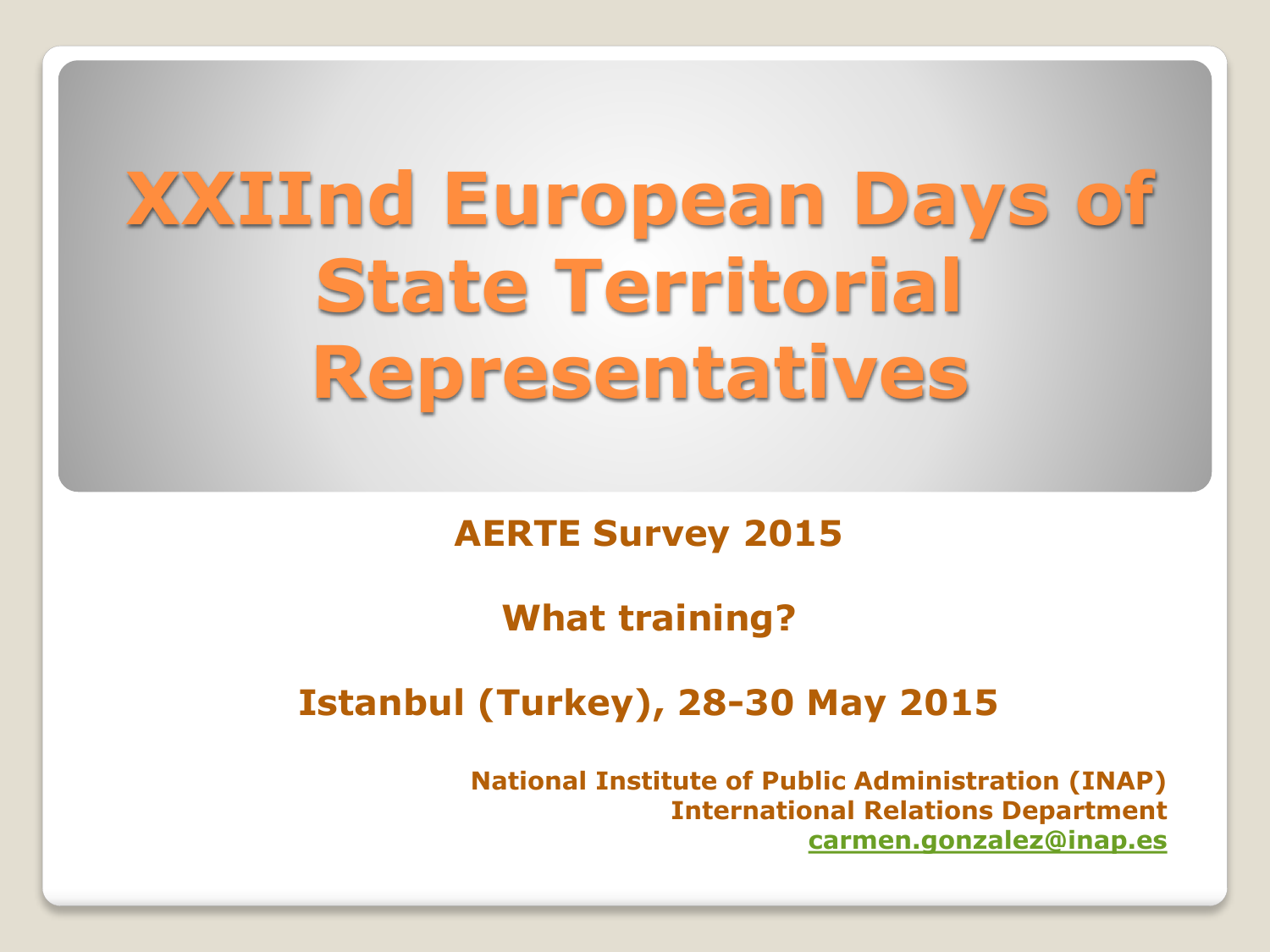# XXIInd European Days of State Territorial Representatives

**AERTE Survey 2015**

**What training?**

**Istanbul (Turkey), 28-30 May 2015**

**National Institute of Public Administration (INAP)**
**International Relations Department**
**carmen.gonzalez@inap.es**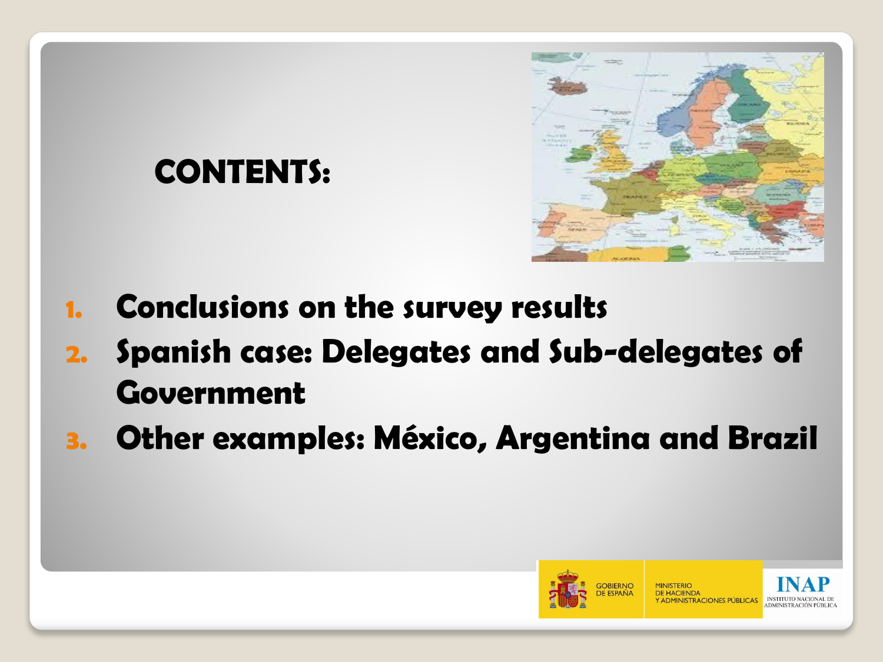## CONTENTS:

1. **Conclusions on the survey results**
2. **Spanish case: Delegates and Sub-delegates of Government**
3. **Other examples: México, Argentina and Brazil**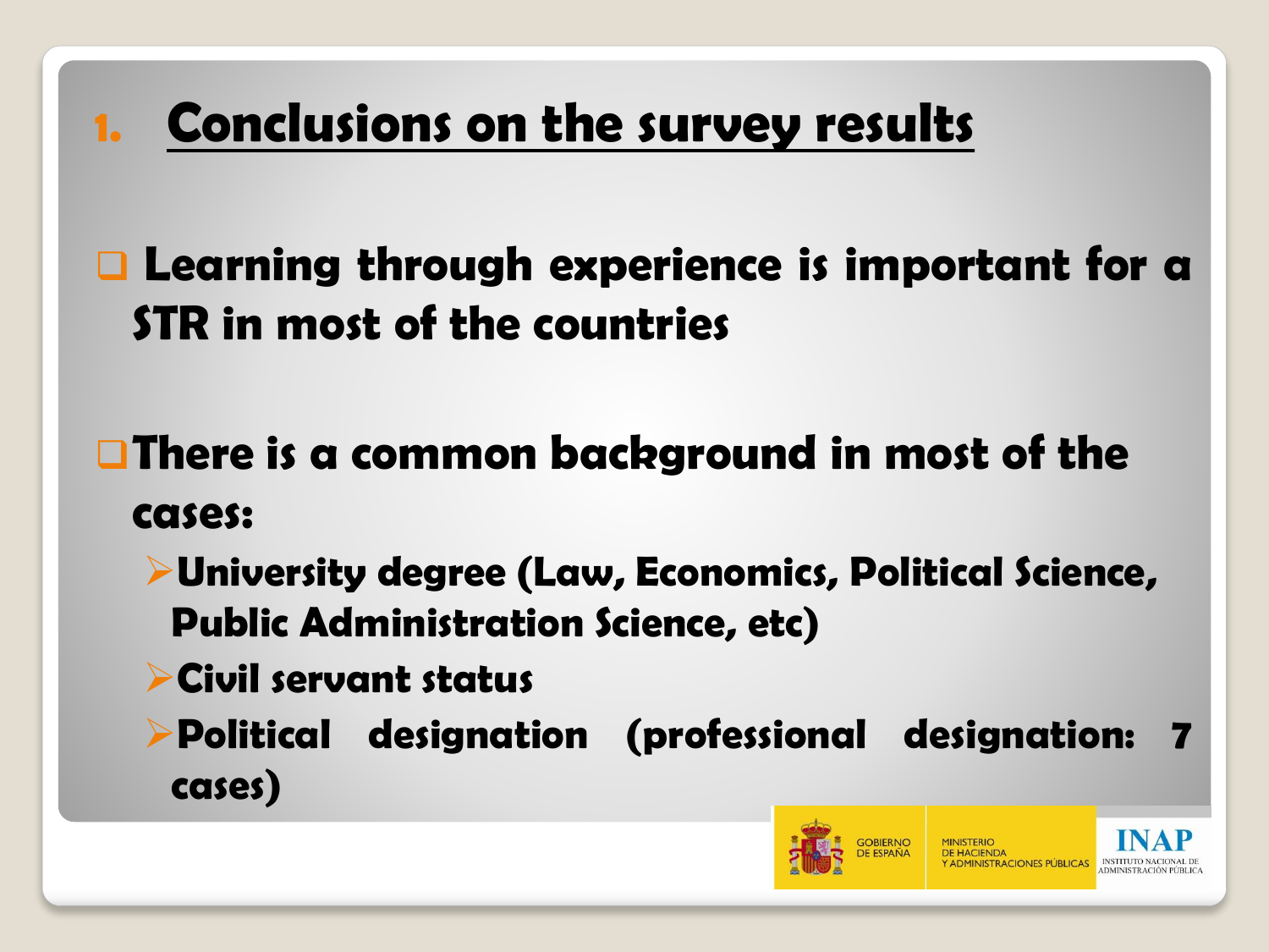# 1. Conclusions on the survey results

- **Learning through experience is important for a STR in most of the countries**

- **There is a common background in most of the cases:**
  - **University degree (Law, Economics, Political Science, Public Administration Science, etc)**
  - **Civil servant status**
  - **Political designation (professional designation: 7 cases)**

GOBIERNO DE ESPAÑA | MINISTERIO DE HACIENDA Y ADMINISTRACIONES PÚBLICAS | INAP INSTITUTO NACIONAL DE ADMINISTRACIÓN PÚBLICA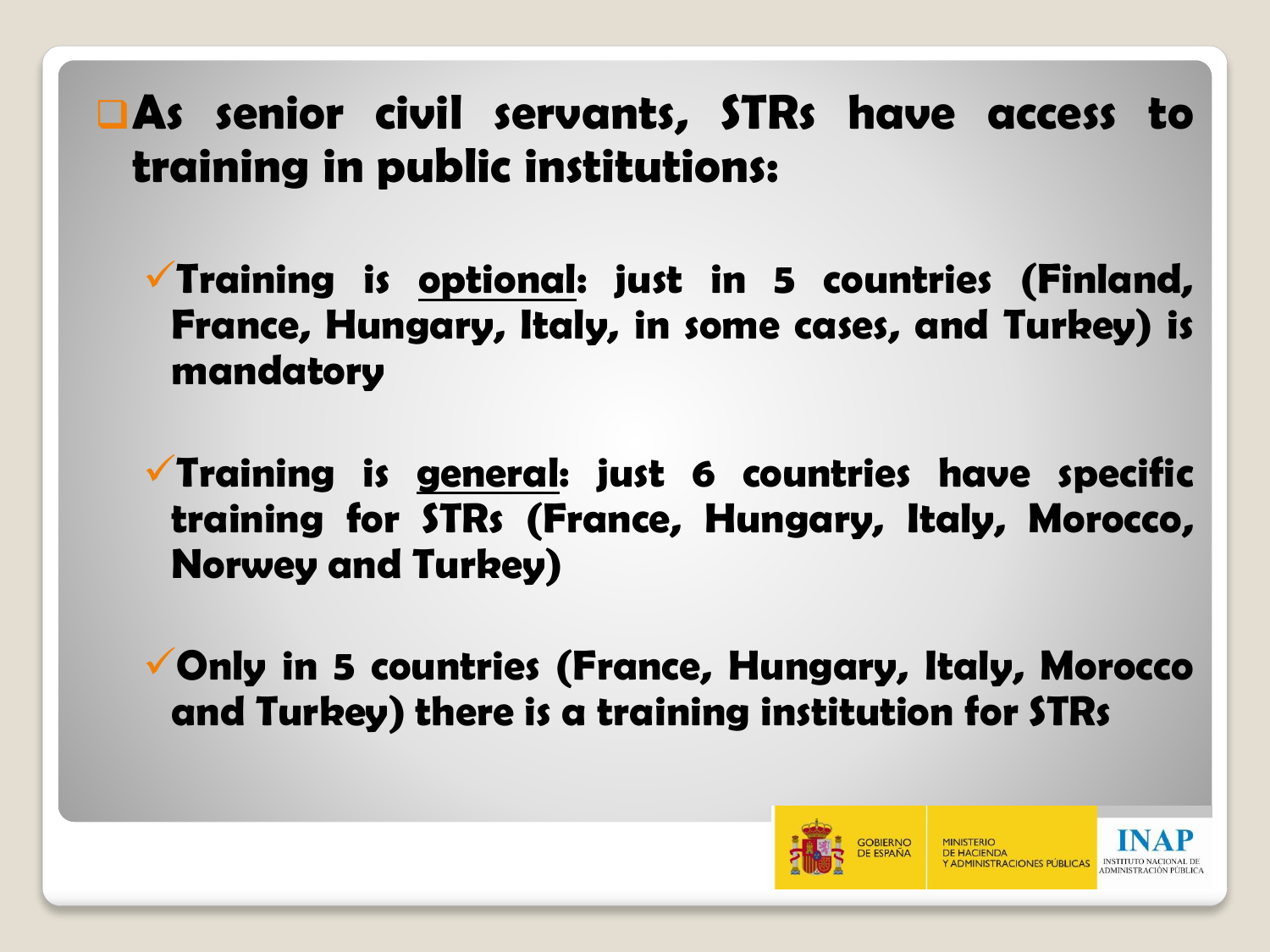- **As senior civil servants, STRs have access to training in public institutions:**

  - **Training is <u>optional</u>: just in 5 countries (Finland, France, Hungary, Italy, in some cases, and Turkey) is mandatory**

  - **Training is <u>general</u>: just 6 countries have specific training for STRs (France, Hungary, Italy, Morocco, Norwey and Turkey)**

  - **Only in 5 countries (France, Hungary, Italy, Morocco and Turkey) there is a training institution for STRs**

GOBIERNO DE ESPAÑA | MINISTERIO DE HACIENDA Y ADMINISTRACIONES PÚBLICAS | INAP INSTITUTO NACIONAL DE ADMINISTRACIÓN PÚBLICA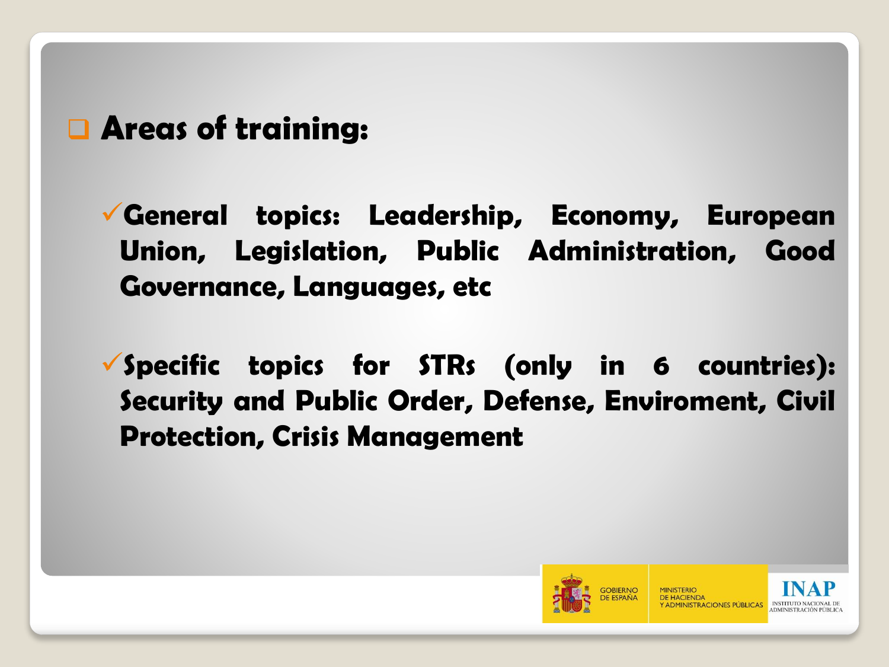## Areas of training:

- **General topics: Leadership, Economy, European Union, Legislation, Public Administration, Good Governance, Languages, etc**

- **Specific topics for STRs (only in 6 countries): Security and Public Order, Defense, Enviroment, Civil Protection, Crisis Management**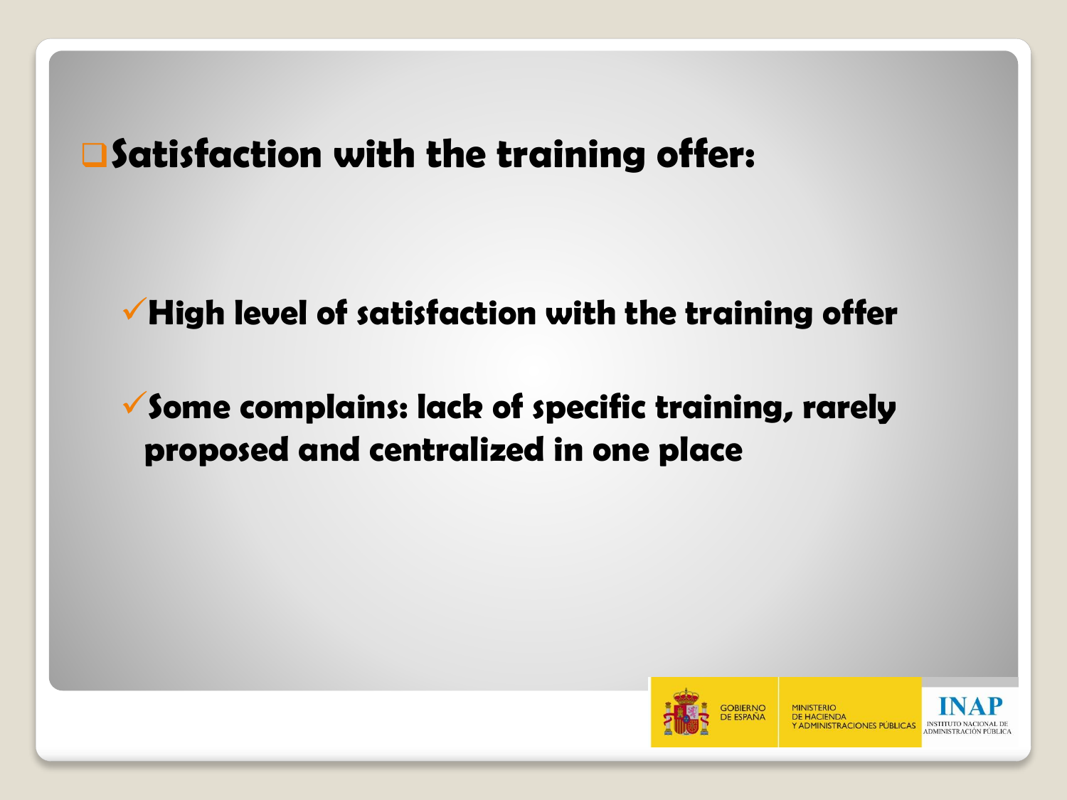## Satisfaction with the training offer:

- High level of satisfaction with the training offer
- Some complains: lack of specific training, rarely proposed and centralized in one place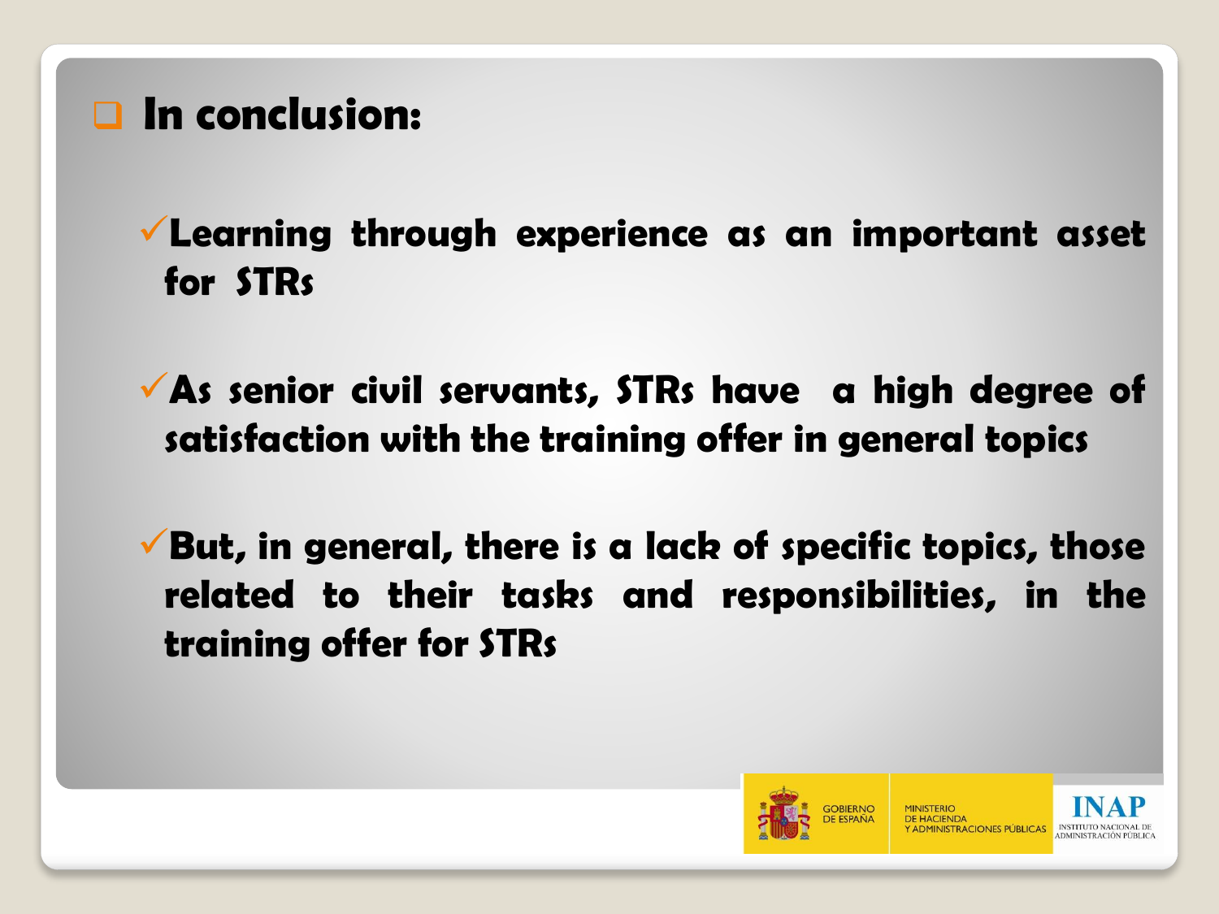## In conclusion:

- Learning through experience as an important asset for STRs
- As senior civil servants, STRs have a high degree of satisfaction with the training offer in general topics
- But, in general, there is a lack of specific topics, those related to their tasks and responsibilities, in the training offer for STRs

GOBIERNO DE ESPAÑA | MINISTERIO DE HACIENDA Y ADMINISTRACIONES PÚBLICAS | INAP INSTITUTO NACIONAL DE ADMINISTRACIÓN PÚBLICA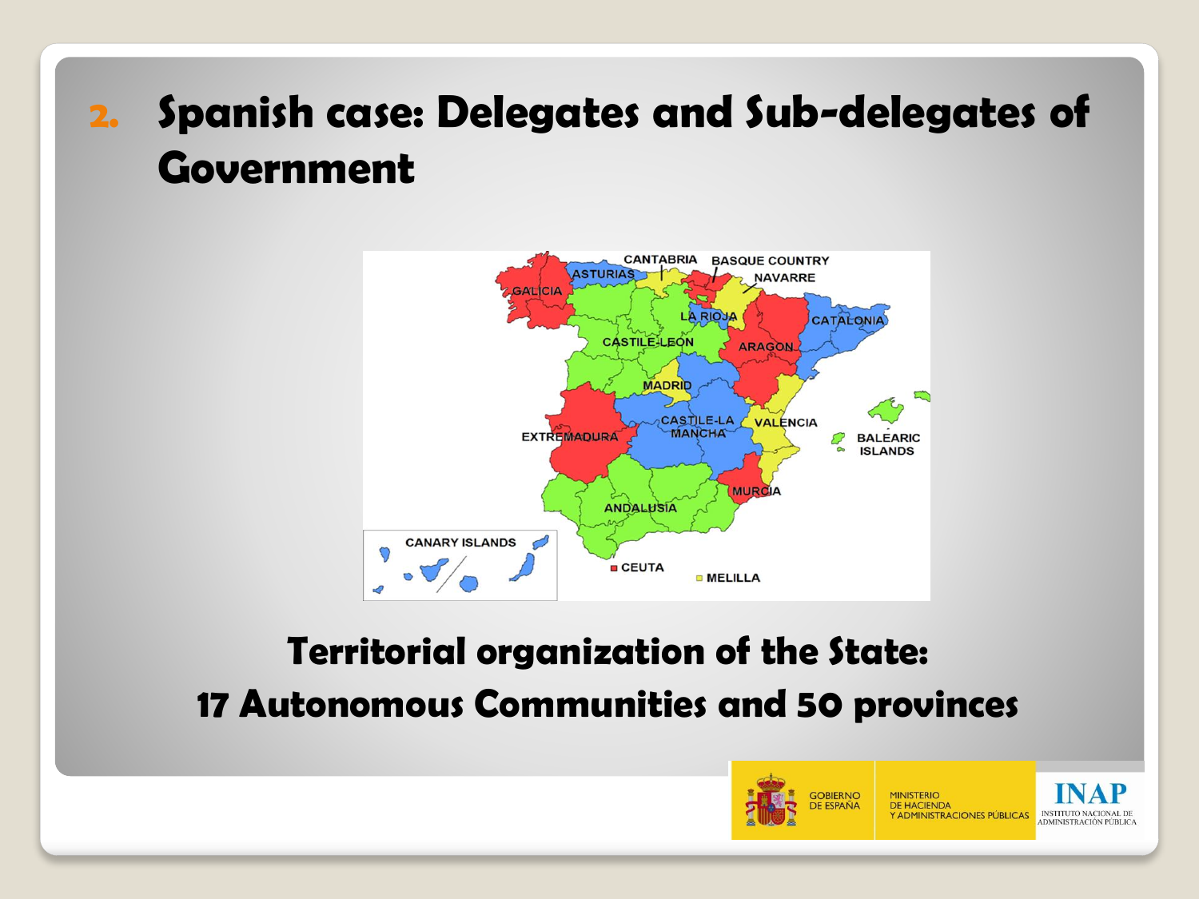## 2. Spanish case: Delegates and Sub-delegates of Government

**Territorial organization of the State:**
**17 Autonomous Communities and 50 provinces**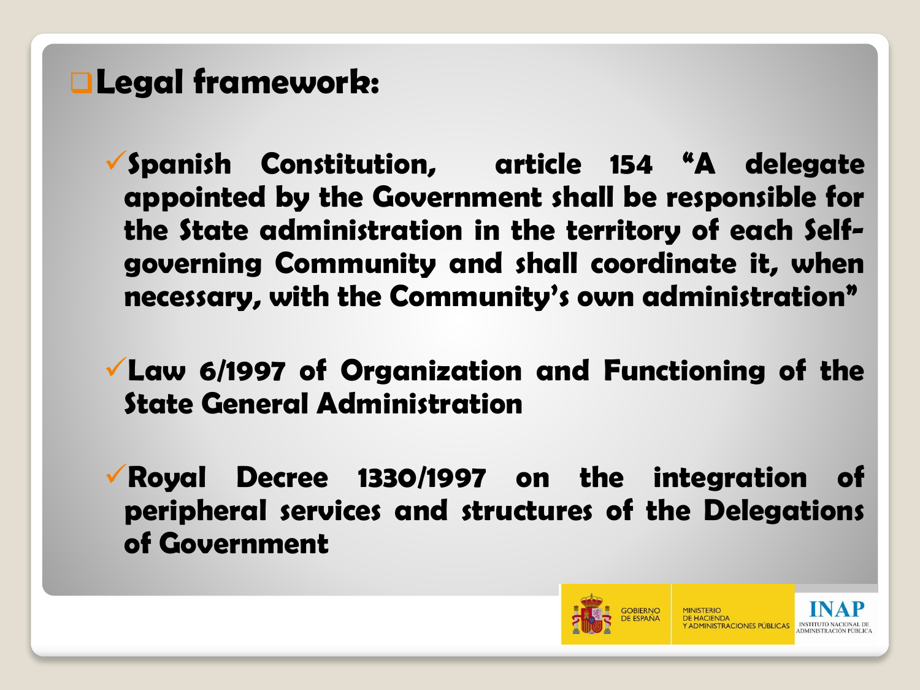## Legal framework:

- Spanish Constitution, article 154 "A delegate appointed by the Government shall be responsible for the State administration in the territory of each Self-governing Community and shall coordinate it, when necessary, with the Community's own administration"
- Law 6/1997 of Organization and Functioning of the State General Administration
- Royal Decree 1330/1997 on the integration of peripheral services and structures of the Delegations of Government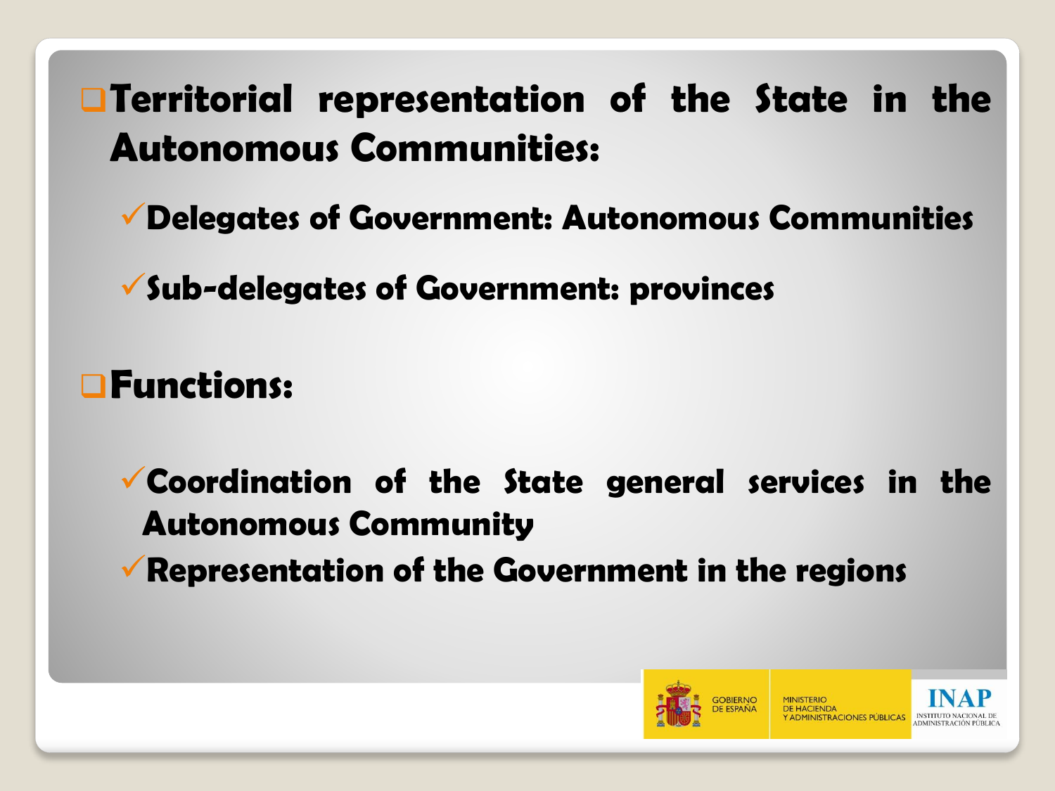- **Territorial representation of the State in the Autonomous Communities:**
  - **Delegates of Government: Autonomous Communities**
  - **Sub-delegates of Government: provinces**
- **Functions:**
  - **Coordination of the State general services in the Autonomous Community**
  - **Representation of the Government in the regions**

GOBIERNO DE ESPAÑA | MINISTERIO DE HACIENDA Y ADMINISTRACIONES PÚBLICAS | INAP INSTITUTO NACIONAL DE ADMINISTRACIÓN PÚBLICA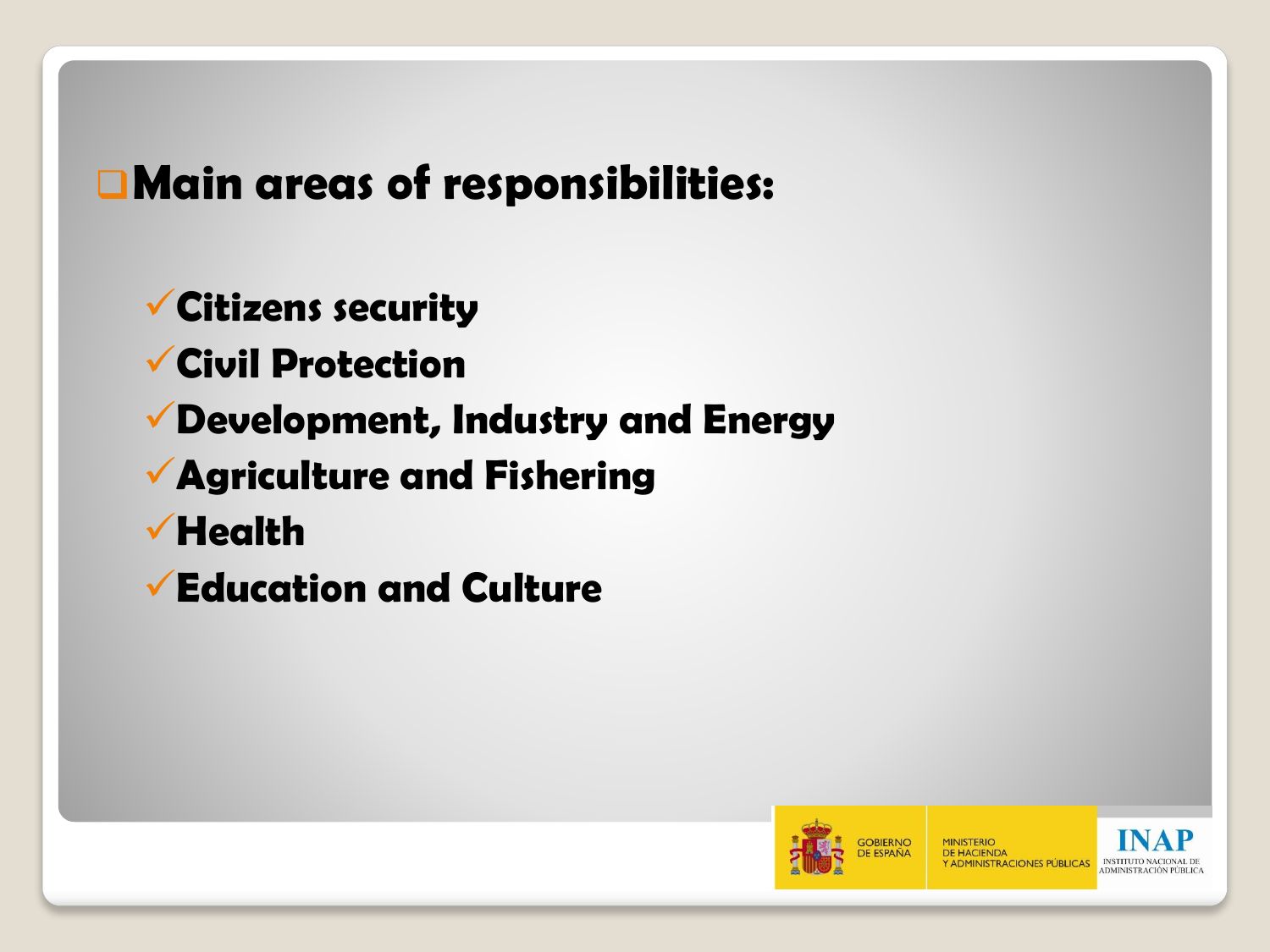## Main areas of responsibilities:

- Citizens security
- Civil Protection
- Development, Industry and Energy
- Agriculture and Fishering
- Health
- Education and Culture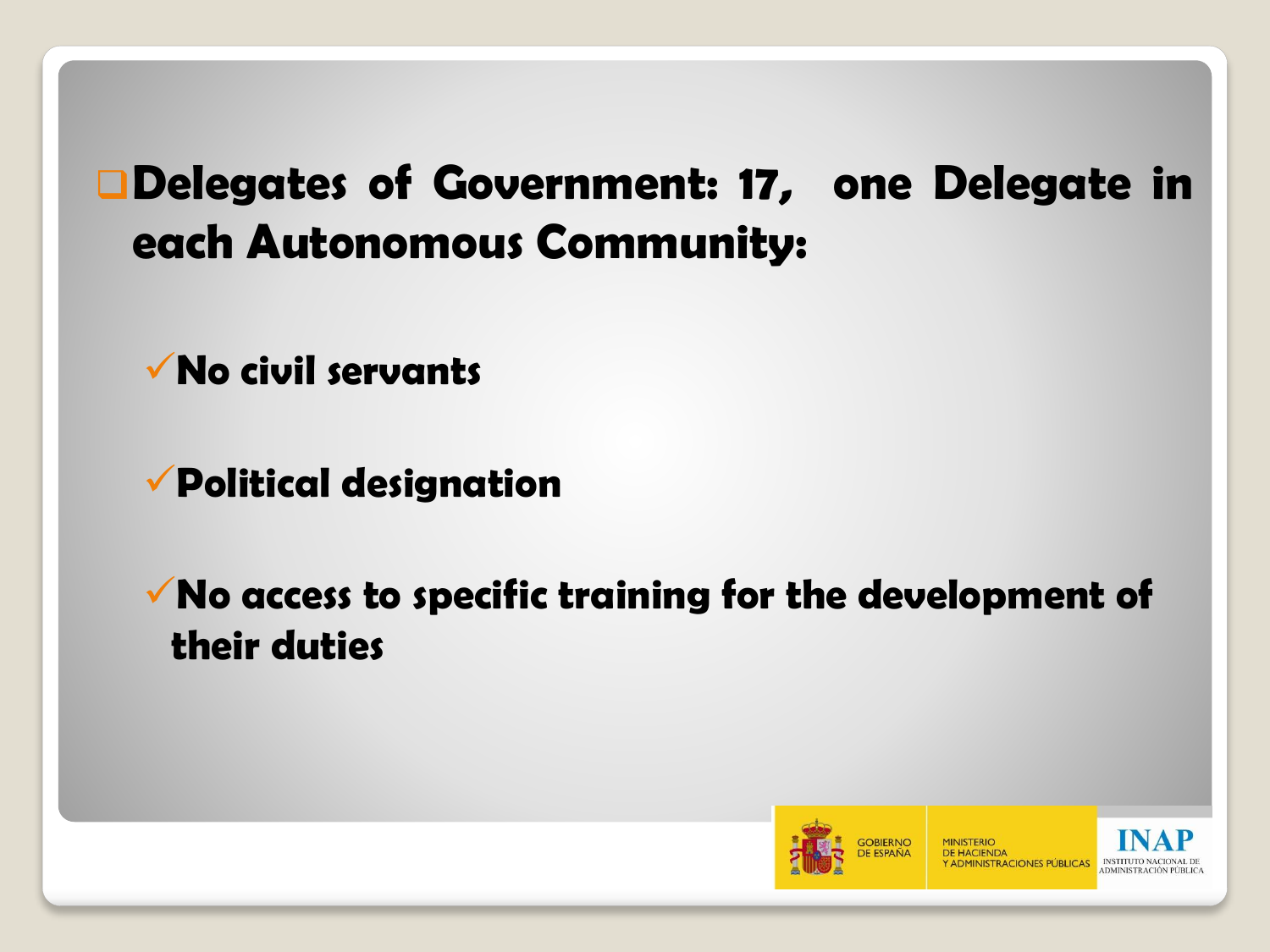- **Delegates of Government: 17, one Delegate in each Autonomous Community:**
  - **No civil servants**
  - **Political designation**
  - **No access to specific training for the development of their duties**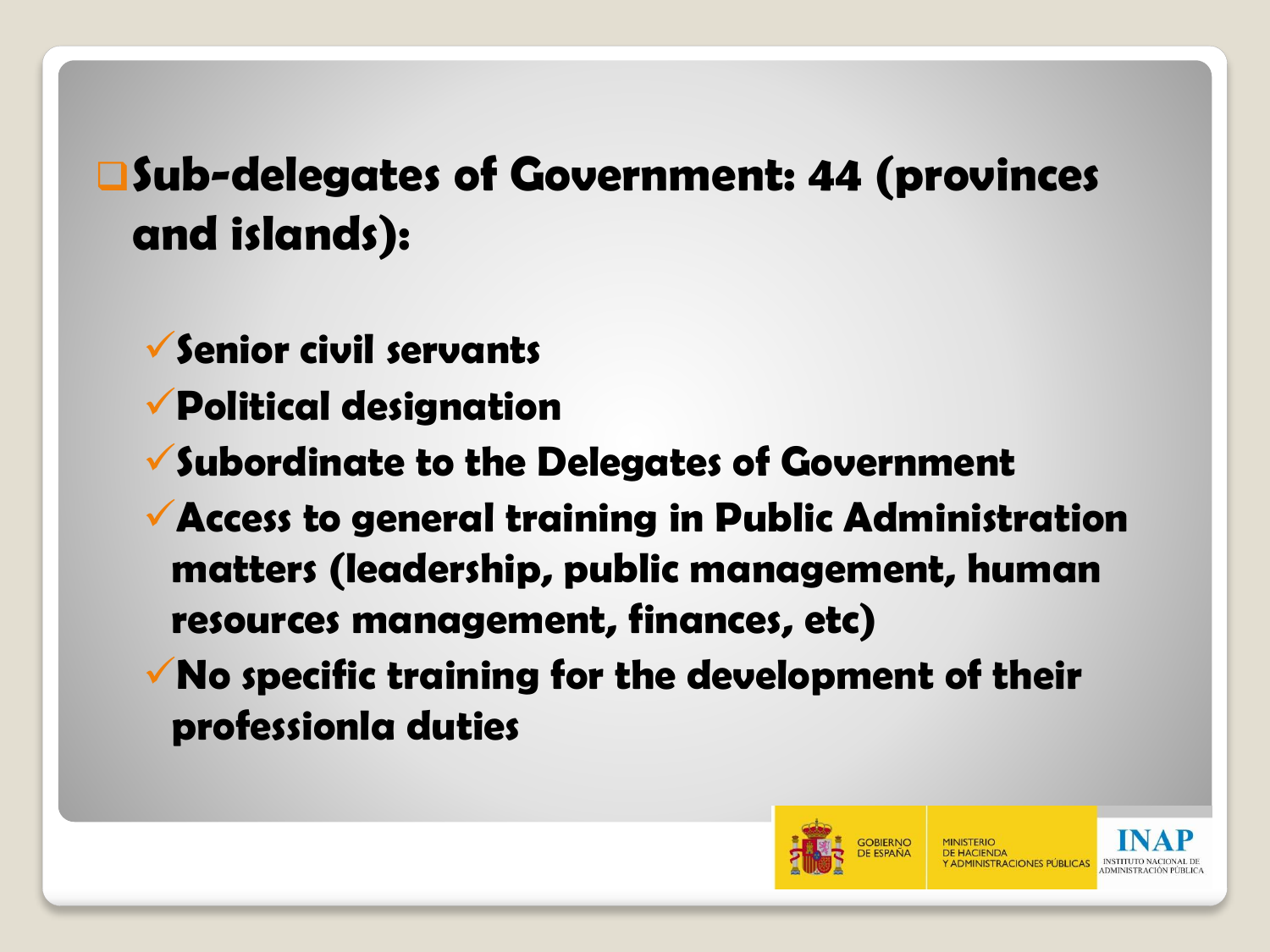- **Sub-delegates of Government: 44 (provinces and islands):**
  - **Senior civil servants**
  - **Political designation**
  - **Subordinate to the Delegates of Government**
  - **Access to general training in Public Administration matters (leadership, public management, human resources management, finances, etc)**
  - **No specific training for the development of their professionla duties**

GOBIERNO DE ESPAÑA | MINISTERIO DE HACIENDA Y ADMINISTRACIONES PÚBLICAS | INAP INSTITUTO NACIONAL DE ADMINISTRACIÓN PÚBLICA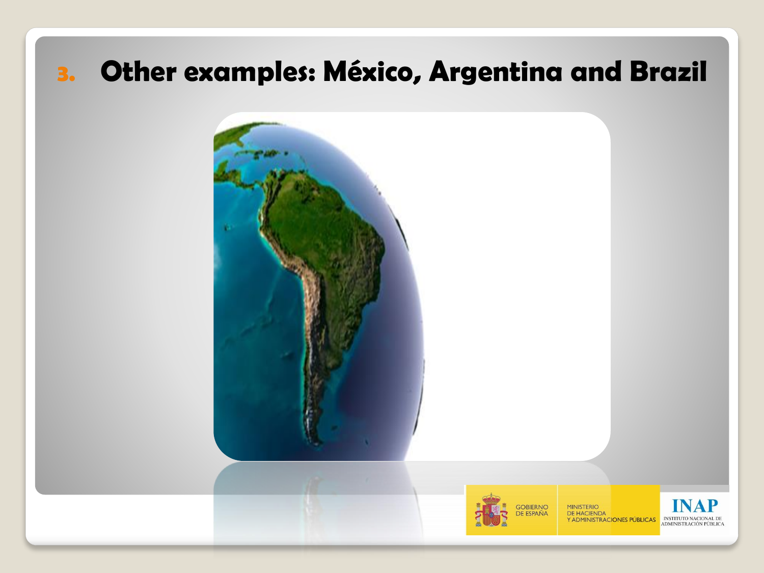# 3. Other examples: México, Argentina and Brazil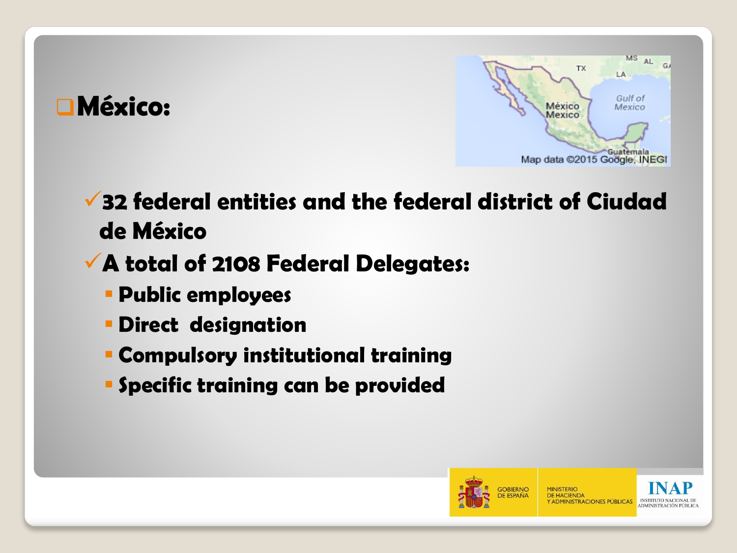## México:

- 32 federal entities and the federal district of Ciudad de México
- A total of 2108 Federal Delegates:
  - Public employees
  - Direct designation
  - Compulsory institutional training
  - Specific training can be provided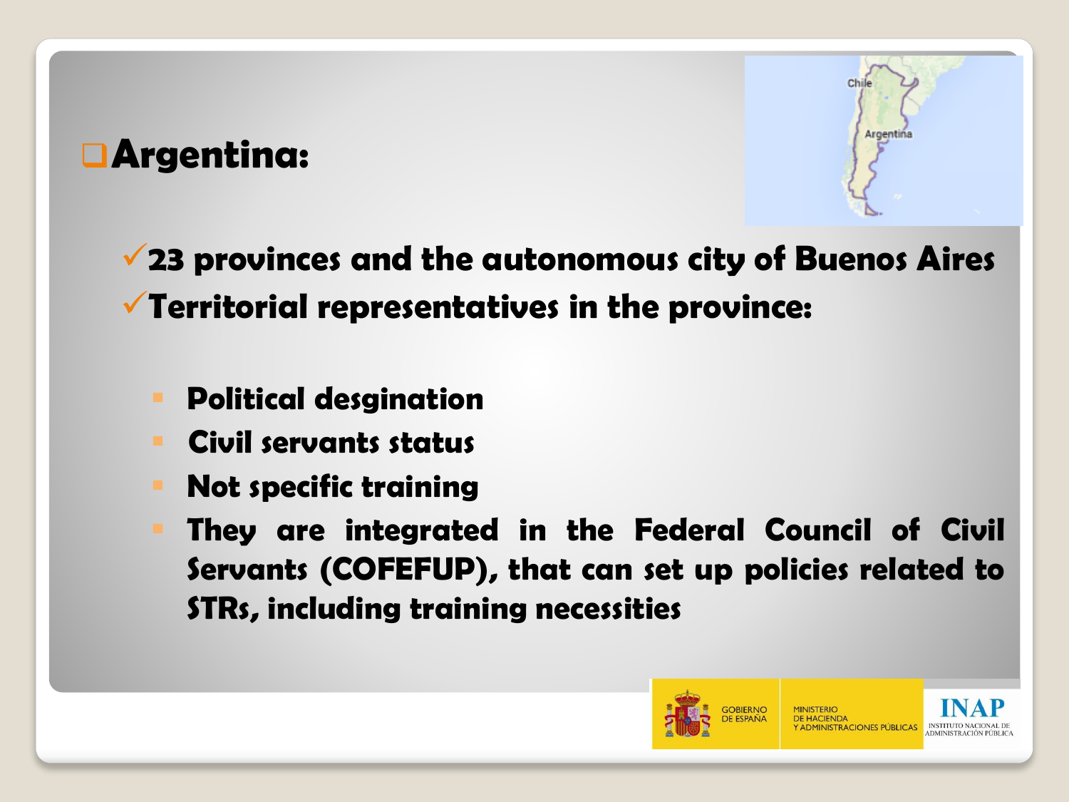## Argentina:

- 23 provinces and the autonomous city of Buenos Aires
- Territorial representatives in the province:
  - Political desgination
  - Civil servants status
  - Not specific training
  - They are integrated in the Federal Council of Civil Servants (COFEFUP), that can set up policies related to STRs, including training necessities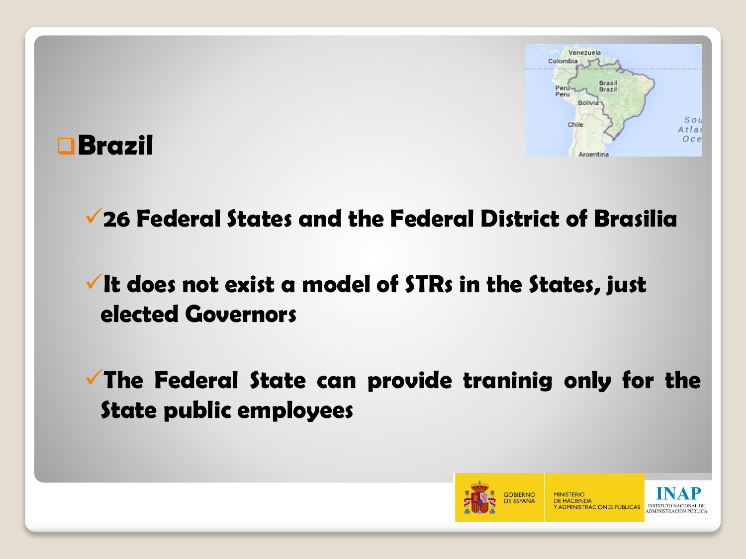## Brazil

- 26 Federal States and the Federal District of Brasilia
- It does not exist a model of STRs in the States, just elected Governors
- The Federal State can provide traninig only for the State public employees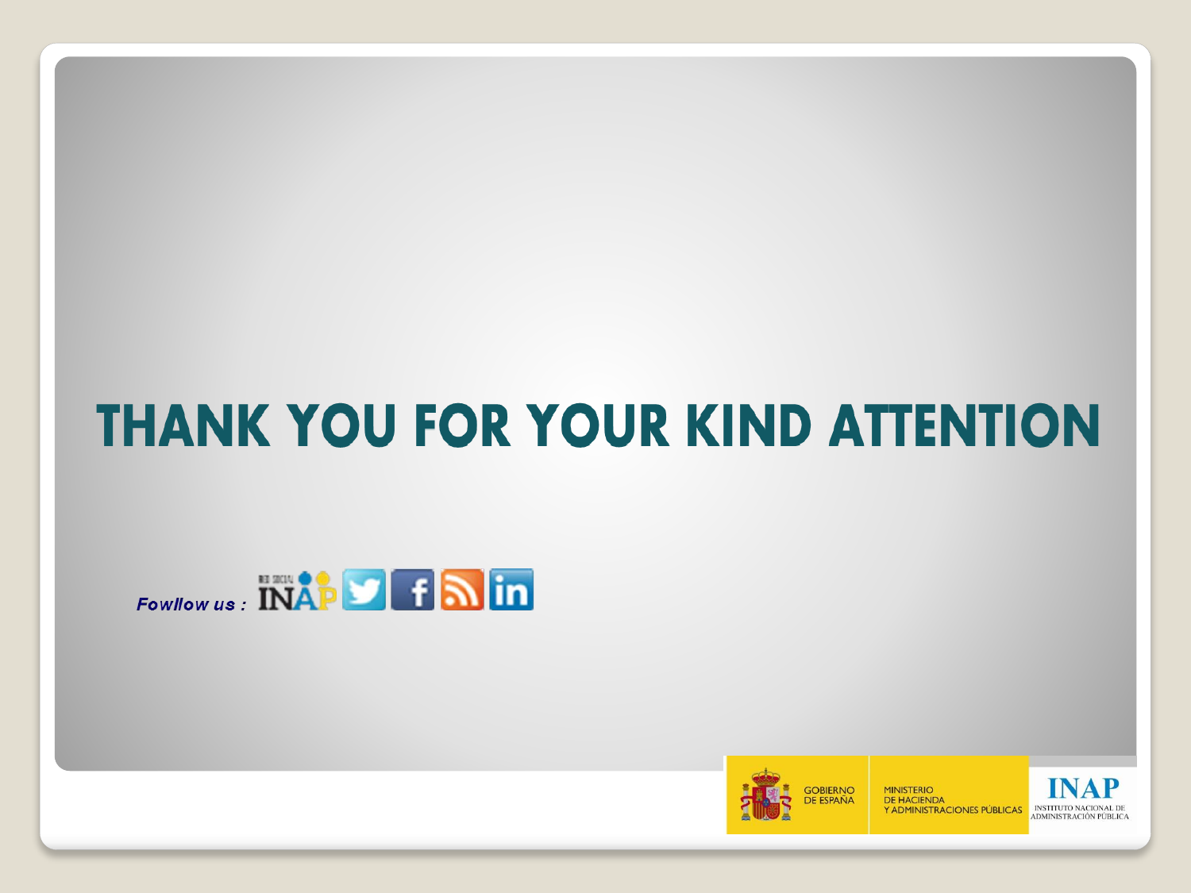# THANK YOU FOR YOUR KIND ATTENTION

***Fowllow us :*** INAP

GOBIERNO DE ESPAÑA

MINISTERIO DE HACIENDA Y ADMINISTRACIONES PÚBLICAS

INAP INSTITUTO NACIONAL DE ADMINISTRACIÓN PÚBLICA